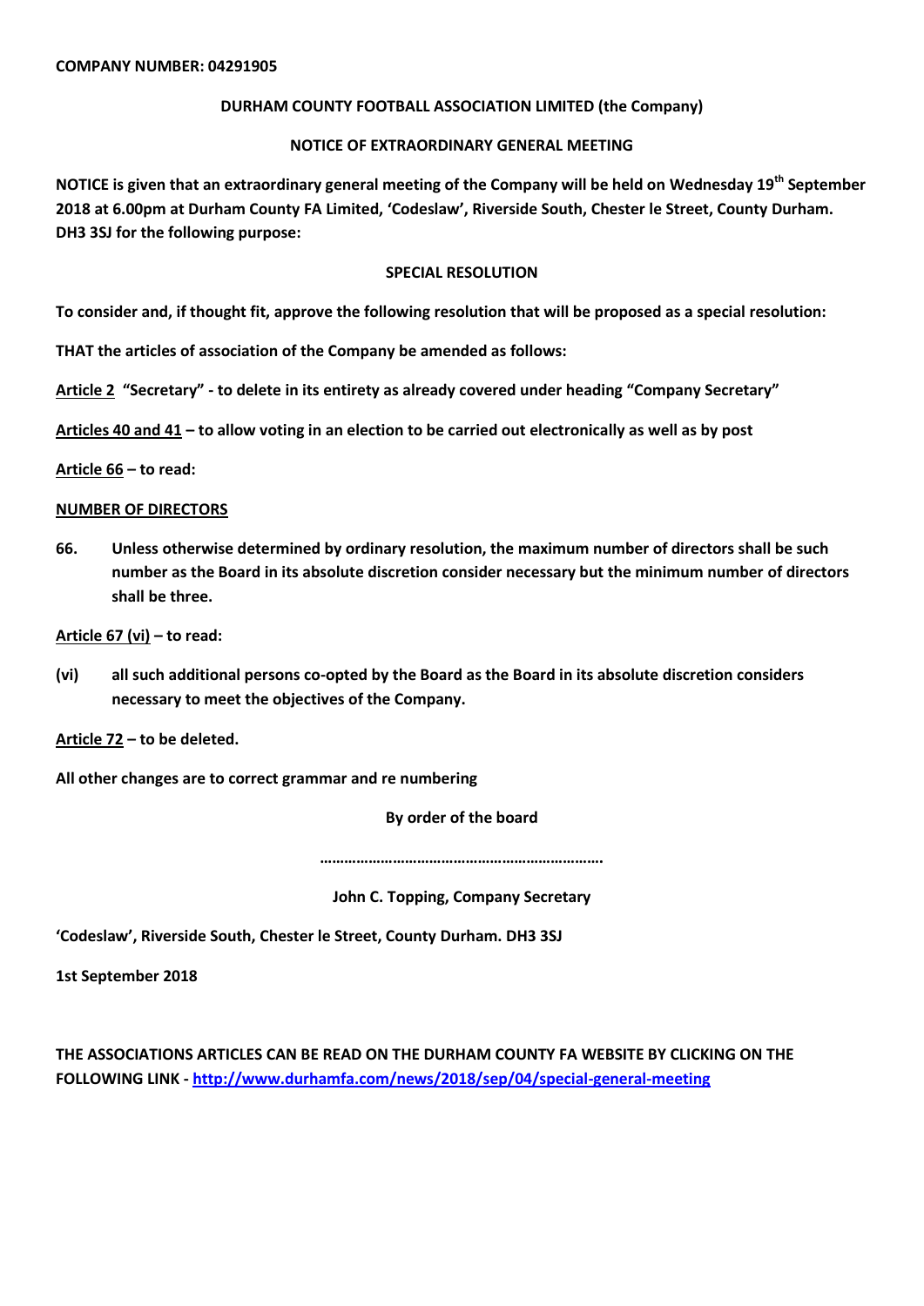**COMPANY NUMBER: 04291905**

**DURHAM COUNTY FOOTBALL ASSOCIATION LIMITED (the Company)**

**NOTICE OF EXTRAORDINARY GENERAL MEETING**

**NOTICE is given that an extraordinary general meeting of the Company will be held on Wednesday 19th September 2018 at 6.00pm at Durham County FA Limited, 'Codeslaw', Riverside South, Chester le Street, County Durham. DH3 3SJ for the following purpose:**

**SPECIAL RESOLUTION**

**To consider and, if thought fit, approve the following resolution that will be proposed as a special resolution:**

**THAT the articles of association of the Company be amended as follows:**

**Article 2 "Secretary" - to delete in its entirety as already covered under heading "Company Secretary"**

**Articles 40 and 41 – to allow voting in an election to be carried out electronically as well as by post**

**Article 66 – to read:**

**NUMBER OF DIRECTORS**

**66. Unless otherwise determined by ordinary resolution, the maximum number of directors shall be such number as the Board in its absolute discretion consider necessary but the minimum number of directors shall be three.**

**Article 67 (vi) – to read:**

**(vi) all such additional persons co-opted by the Board as the Board in its absolute discretion considers necessary to meet the objectives of the Company.**

**Article 72 – to be deleted.**

**All other changes are to correct grammar and re numbering**

**By order of the board**

**……………………………………………………………**

**John C. Topping, Company Secretary**

**'Codeslaw', Riverside South, Chester le Street, County Durham. DH3 3SJ**

**1st September 2018**

**THE ASSOCIATIONS ARTICLES CAN BE READ ON THE DURHAM COUNTY FA WEBSITE BY CLICKING ON THE FOLLOWING LINK - http://www.durhamfa.com/news/2018/sep/04/special-general-meeting**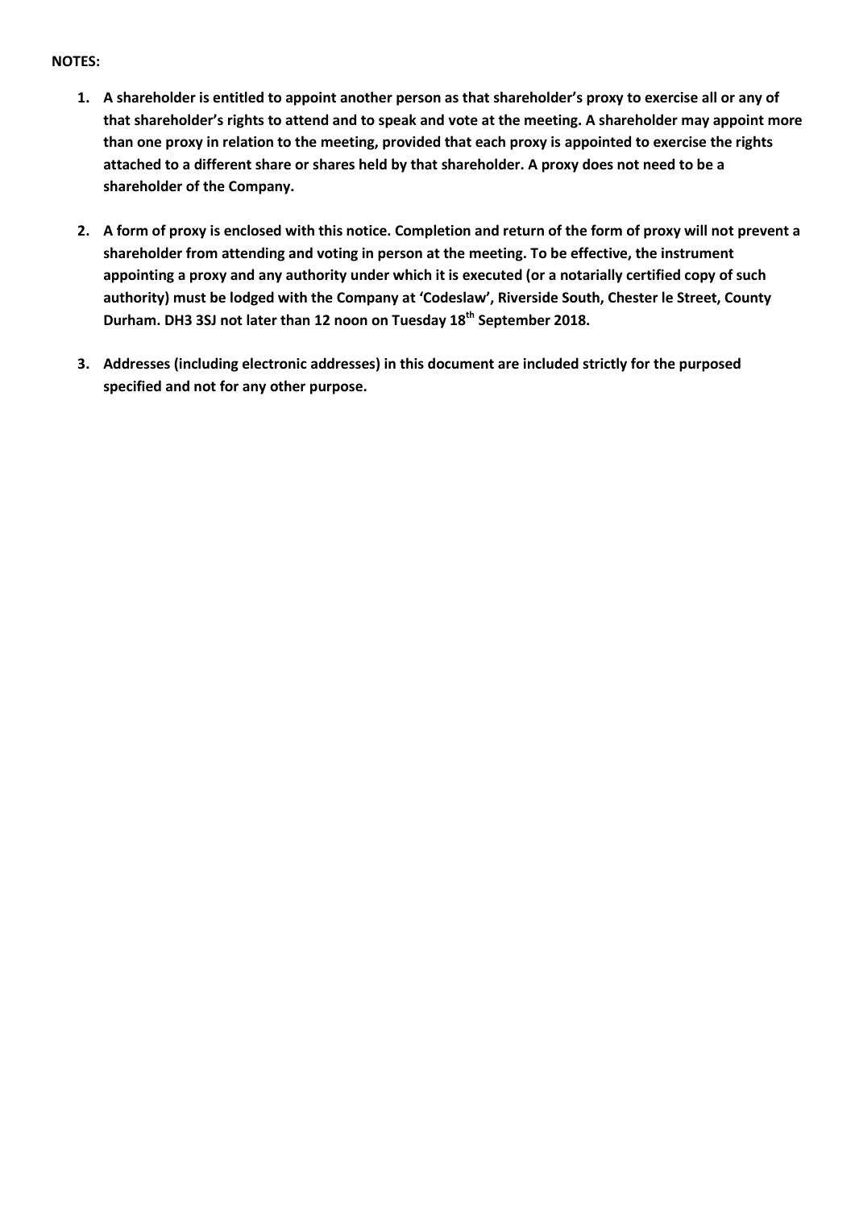**NOTES:**

1. **A shareholder is entitled to appoint another person as that shareholder's proxy to exercise all or any of that shareholder's rights to attend and to speak and vote at the meeting. A shareholder may appoint more than one proxy in relation to the meeting, provided that each proxy is appointed to exercise the rights attached to a different share or shares held by that shareholder. A proxy does not need to be a shareholder of the Company.**

2. **A form of proxy is enclosed with this notice. Completion and return of the form of proxy will not prevent a shareholder from attending and voting in person at the meeting. To be effective, the instrument appointing a proxy and any authority under which it is executed (or a notarially certified copy of such authority) must be lodged with the Company at 'Codeslaw', Riverside South, Chester le Street, County Durham. DH3 3SJ not later than 12 noon on Tuesday 18th September 2018.**

3. **Addresses (including electronic addresses) in this document are included strictly for the purposed specified and not for any other purpose.**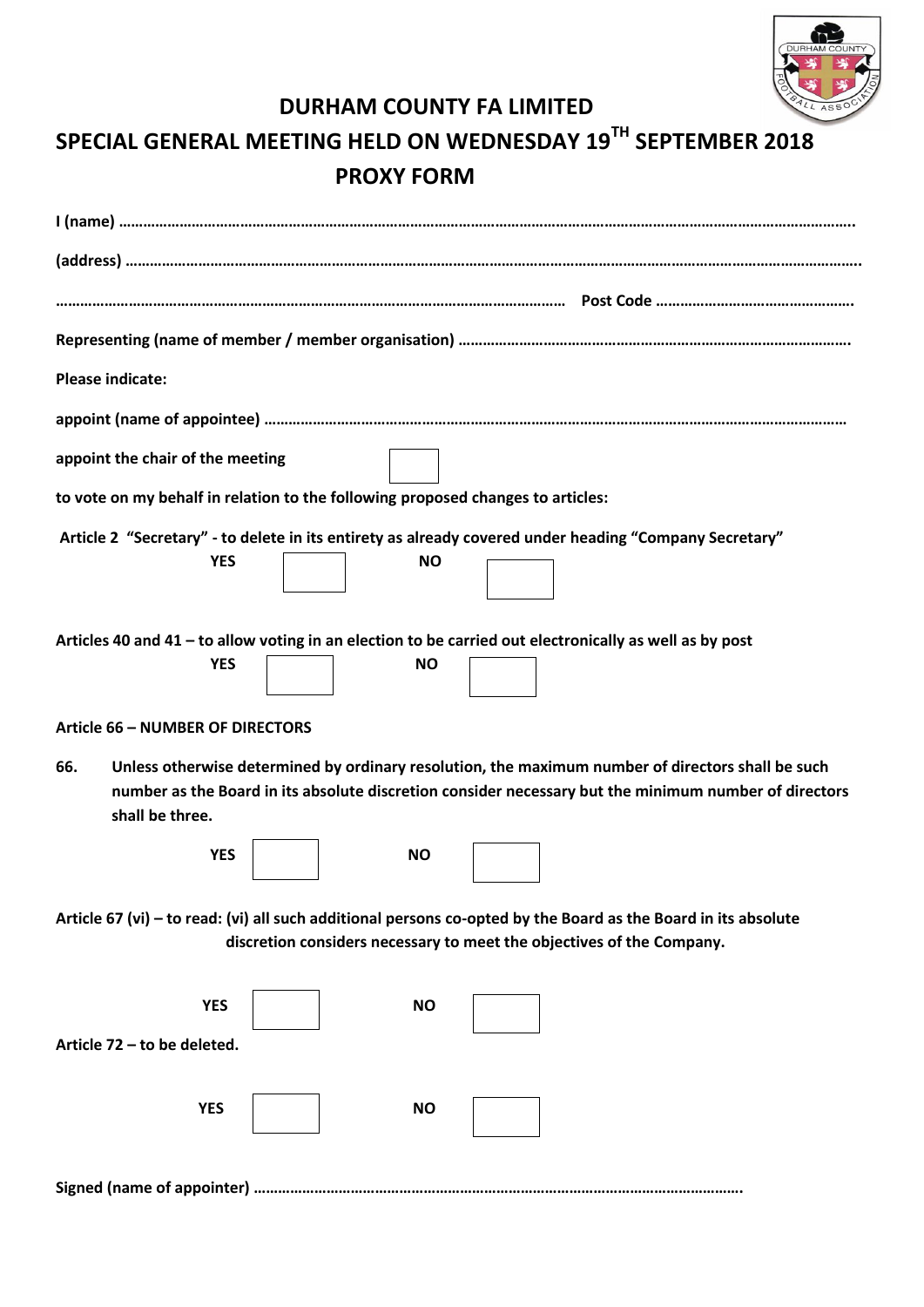# DURHAM COUNTY FA LIMITED

# SPECIAL GENERAL MEETING HELD ON WEDNESDAY 19TH SEPTEMBER 2018

# PROXY FORM

**I (name) …………………………………………………………………………………………………………………………………………………….**

**(address) ……………………………………………………………………………………………………………………………………………………..**

**…………………………………………………………………………………………………………… Post Code ………………………………………….**

**Representing (name of member / member organisation) …………………………………………………………………………………….**

**Please indicate:**

**appoint (name of appointee) ……………………………………………………………………………………………………………………………**

**appoint the chair of the meeting** ☐

**to vote on my behalf in relation to the following proposed changes to articles:**

**Article 2 "Secretary" - to delete in its entirety as already covered under heading "Company Secretary"**

**YES** ☐ **NO** ☐

**Articles 40 and 41 – to allow voting in an election to be carried out electronically as well as by post**

**YES** ☐ **NO** ☐

**Article 66 – NUMBER OF DIRECTORS**

**66. Unless otherwise determined by ordinary resolution, the maximum number of directors shall be such number as the Board in its absolute discretion consider necessary but the minimum number of directors shall be three.**

**YES** ☐ **NO** ☐

**Article 67 (vi) – to read: (vi) all such additional persons co-opted by the Board as the Board in its absolute discretion considers necessary to meet the objectives of the Company.**

**YES** ☐ **NO** ☐

**Article 72 – to be deleted.**

**YES** ☐ **NO** ☐

**Signed (name of appointer) ……………………………………………………………………………………………………….**